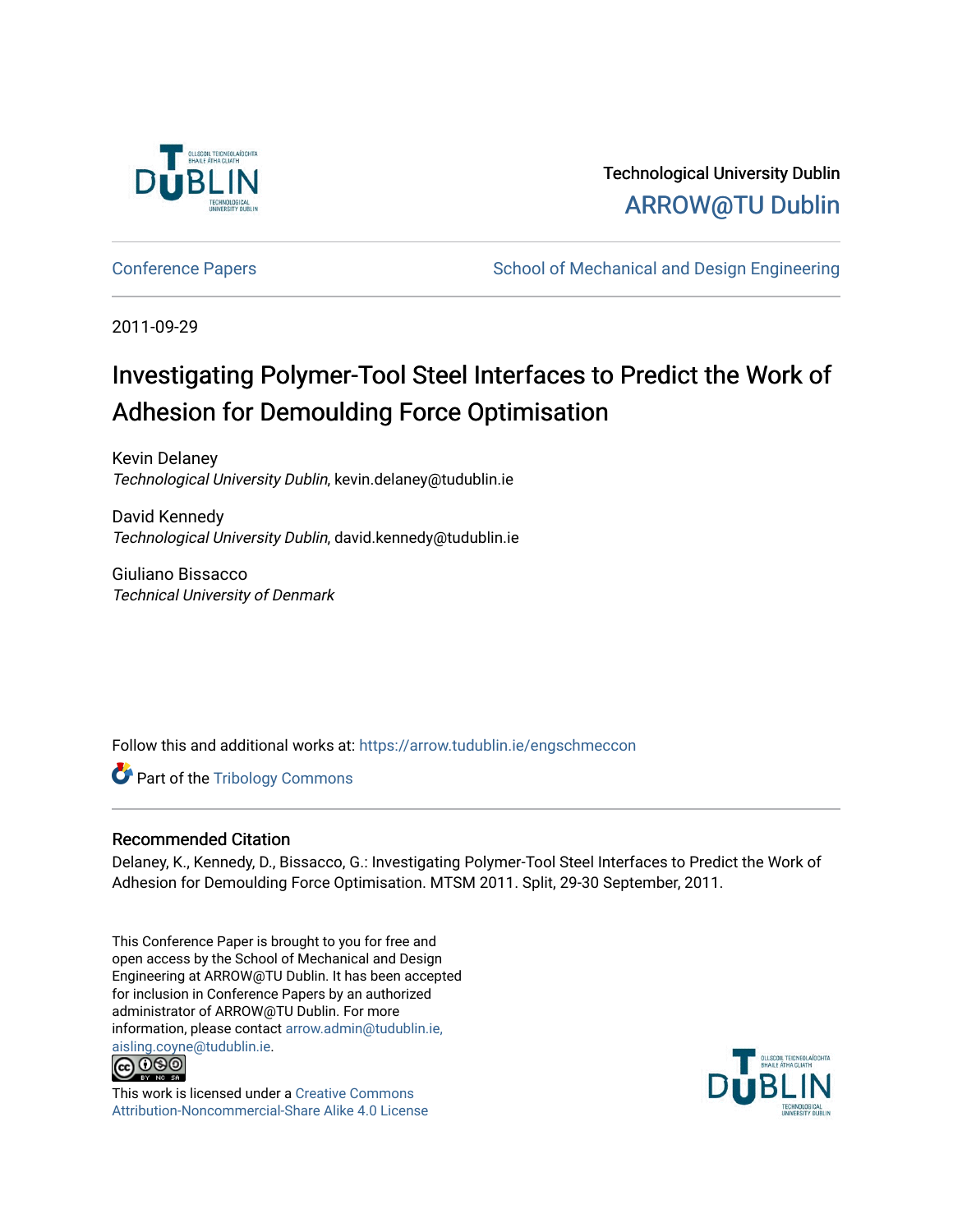Technological University Dublin

ARROW@TU Dublin

Conference Papers

School of Mechanical and Design Engineering

2011-09-29

# Investigating Polymer-Tool Steel Interfaces to Predict the Work of Adhesion for Demoulding Force Optimisation

Kevin Delaney
*Technological University Dublin*, kevin.delaney@tudublin.ie

David Kennedy
*Technological University Dublin*, david.kennedy@tudublin.ie

Giuliano Bissacco
*Technical University of Denmark*

Follow this and additional works at: https://arrow.tudublin.ie/engschmeccon

Part of the Tribology Commons

## Recommended Citation

Delaney, K., Kennedy, D., Bissacco, G.: Investigating Polymer-Tool Steel Interfaces to Predict the Work of Adhesion for Demoulding Force Optimisation. MTSM 2011. Split, 29-30 September, 2011.

This Conference Paper is brought to you for free and open access by the School of Mechanical and Design Engineering at ARROW@TU Dublin. It has been accepted for inclusion in Conference Papers by an authorized administrator of ARROW@TU Dublin. For more information, please contact arrow.admin@tudublin.ie, aisling.coyne@tudublin.ie.

This work is licensed under a Creative Commons Attribution-Noncommercial-Share Alike 4.0 License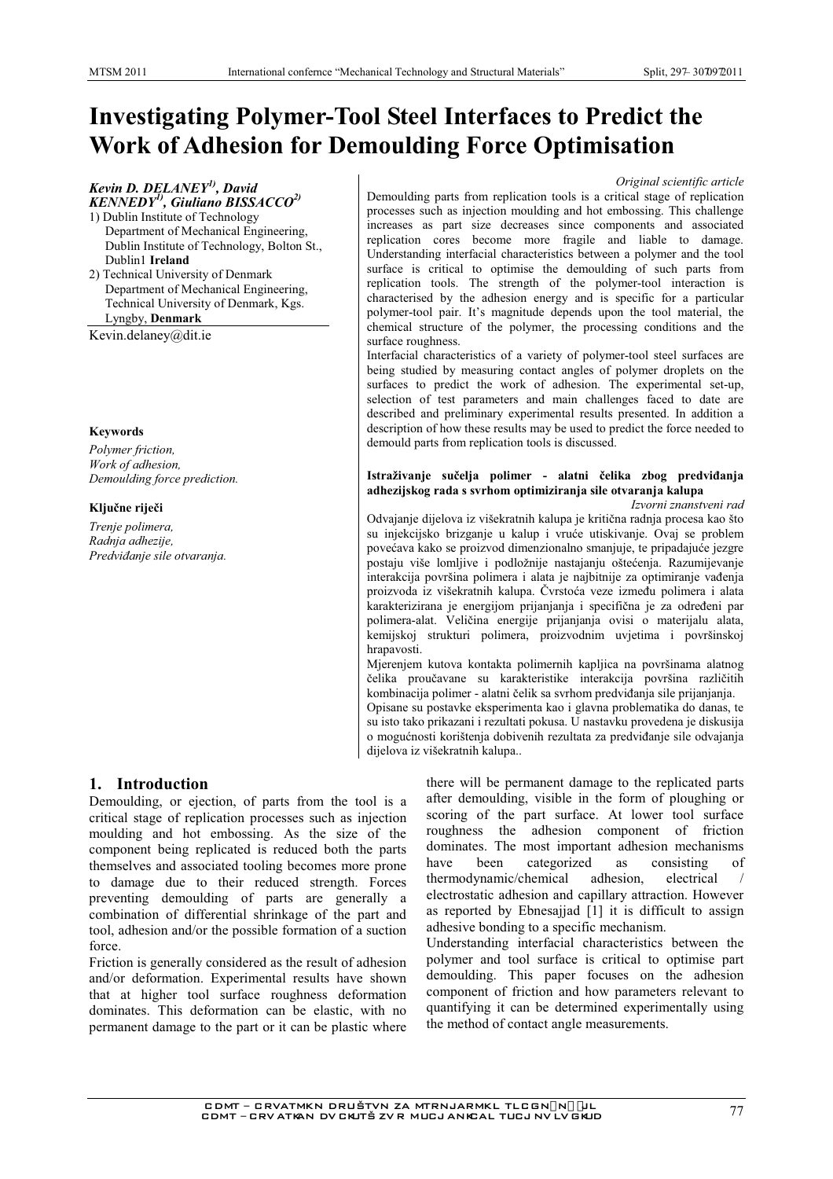# Investigating Polymer-Tool Steel Interfaces to Predict the Work of Adhesion for Demoulding Force Optimisation

*Kevin D. DELANEY[1], David KENNEDY[1], Giuliano BISSACCO[2]*

1) Dublin Institute of Technology
Department of Mechanical Engineering, Dublin Institute of Technology, Bolton St., Dublin1 **Ireland**

2) Technical University of Denmark
Department of Mechanical Engineering, Technical University of Denmark, Kgs. Lyngby, **Denmark**

Kevin.delaney@dit.ie

**Keywords**

*Polymer friction,*
*Work of adhesion,*
*Demoulding force prediction.*

**Ključne riječi**

*Trenje polimera,*
*Radnja adhezije,*
*Predviđanje sile otvaranja.*

*Original scientific article*

Demoulding parts from replication tools is a critical stage of replication processes such as injection moulding and hot embossing. This challenge increases as part size decreases since components and associated replication cores become more fragile and liable to damage. Understanding interfacial characteristics between a polymer and the tool surface is critical to optimise the demoulding of such parts from replication tools. The strength of the polymer-tool interaction is characterised by the adhesion energy and is specific for a particular polymer-tool pair. It's magnitude depends upon the tool material, the chemical structure of the polymer, the processing conditions and the surface roughness.

Interfacial characteristics of a variety of polymer-tool steel surfaces are being studied by measuring contact angles of polymer droplets on the surfaces to predict the work of adhesion. The experimental set-up, selection of test parameters and main challenges faced to date are described and preliminary experimental results presented. In addition a description of how these results may be used to predict the force needed to demould parts from replication tools is discussed.

**Istraživanje sučelja polimer - alatni čelika zbog predviđanja adhezijskog rada s svrhom optimiziranja sile otvaranja kalupa**

*Izvorni znanstveni rad*

Odvajanje dijelova iz višekratnih kalupa je kritična radnja procesa kao što su injekcijsko brizganje u kalup i vruće utiskivanje. Ovaj se problem povećava kako se proizvod dimenzionalno smanjuje, te pripadajuće jezgre postaju više lomljive i podložnije nastajanju oštećenja. Razumijevanje interakcija površina polimera i alata je najbitnije za optimiranje vađenja proizvoda iz višekratnih kalupa. Čvrstoća veze između polimera i alata karakterizirana je energijom prijanjanja i specifična je za određeni par polimera-alat. Veličina energije prijanjanja ovisi o materijalu alata, kemijskoj strukturi polimera, proizvodnim uvjetima i površinskoj hrapavosti.

Mjerenjem kutova kontakta polimernih kapljica na površinama alatnog čelika proučavane su karakteristike interakcija površina različitih kombinacija polimer - alatni čelik sa svrhom predviđanja sile prijanjanja.

Opisane su postavke eksperimenta kao i glavna problematika do danas, te su isto tako prikazani i rezultati pokusa. U nastavku provedena je diskusija o mogućnosti korištenja dobivenih rezultata za predviđanje sile odvajanja dijelova iz višekratnih kalupa..

## 1. Introduction

Demoulding, or ejection, of parts from the tool is a critical stage of replication processes such as injection moulding and hot embossing. As the size of the component being replicated is reduced both the parts themselves and associated tooling becomes more prone to damage due to their reduced strength. Forces preventing demoulding of parts are generally a combination of differential shrinkage of the part and tool, adhesion and/or the possible formation of a suction force.

Friction is generally considered as the result of adhesion and/or deformation. Experimental results have shown that at higher tool surface roughness deformation dominates. This deformation can be elastic, with no permanent damage to the part or it can be plastic where there will be permanent damage to the replicated parts after demoulding, visible in the form of ploughing or scoring of the part surface. At lower tool surface roughness the adhesion component of friction dominates. The most important adhesion mechanisms have been categorized as consisting of thermodynamic/chemical adhesion, electrical / electrostatic adhesion and capillary attraction. However as reported by Ebnesajjad [1] it is difficult to assign adhesive bonding to a specific mechanism.

Understanding interfacial characteristics between the polymer and tool surface is critical to optimise part demoulding. This paper focuses on the adhesion component of friction and how parameters relevant to quantifying it can be determined experimentally using the method of contact angle measurements.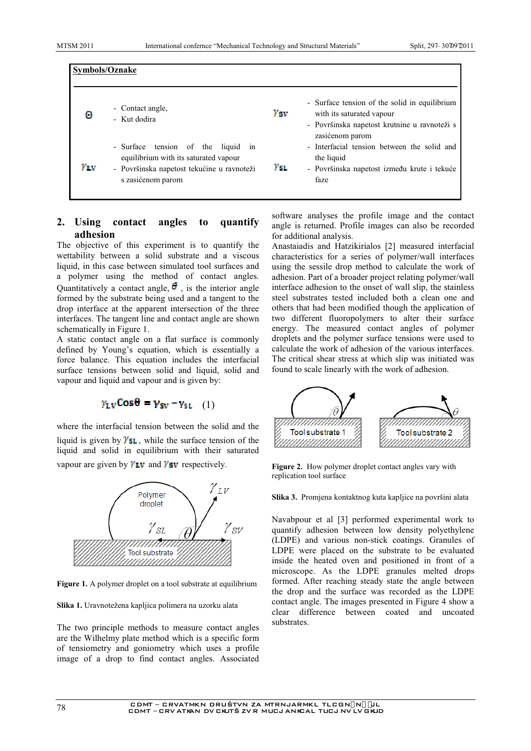**Symbols/Oznake**

| | | | |
|---|---|---|---|
| $\Theta$ | - Contact angle, - Kut dodira | $\gamma_{SV}$ | - Surface tension of the solid in equilibrium with its saturated vapour - Površinska napetost krutnine u ravnoteži s zasićenom parom |
| $\gamma_{LV}$ | - Surface tension of the liquid in equilibrium with its saturated vapour - Površinska napetost tekućine u ravnoteži s zasićenom parom | $\gamma_{SL}$ | - Interfacial tension between the solid and the liquid - Površinska napetost između krute i tekuće faze |

## 2. Using contact angles to quantify adhesion

The objective of this experiment is to quantify the wettability between a solid substrate and a viscous liquid, in this case between simulated tool surfaces and a polymer using the method of contact angles. Quantitatively a contact angle, $\theta$, is the interior angle formed by the substrate being used and a tangent to the drop interface at the apparent intersection of the three interfaces. The tangent line and contact angle are shown schematically in Figure 1.

A static contact angle on a flat surface is commonly defined by Young's equation, which is essentially a force balance. This equation includes the interfacial surface tensions between solid and liquid, solid and vapour and liquid and vapour and is given by:

$$\gamma_{LV}\cos\theta = \gamma_{SV} - \gamma_{SL} \quad (1)$$

where the interfacial tension between the solid and the liquid is given by $\gamma_{SL}$, while the surface tension of the liquid and solid in equilibrium with their saturated vapour are given by $\gamma_{LV}$ and $\gamma_{SV}$ respectively.

**Figure 1.** A polymer droplet on a tool substrate at equilibrium

**Slika 1.** Uravnotežena kapljica polimera na uzorku alata

The two principle methods to measure contact angles are the Wilhelmy plate method which is a specific form of tensiometry and goniometry which uses a profile image of a drop to find contact angles. Associated software analyses the profile image and the contact angle is returned. Profile images can also be recorded for additional analysis.

Anastaiadis and Hatzikirialos [2] measured interfacial characteristics for a series of polymer/wall interfaces using the sessile drop method to calculate the work of adhesion. Part of a broader project relating polymer/wall interface adhesion to the onset of wall slip, the stainless steel substrates tested included both a clean one and others that had been modified though the application of two different fluoropolymers to alter their surface energy. The measured contact angles of polymer droplets and the polymer surface tensions were used to calculate the work of adhesion of the various interfaces. The critical shear stress at which slip was initiated was found to scale linearly with the work of adhesion.

**Figure 2.** How polymer droplet contact angles vary with replication tool surface

**Slika 3.** Promjena kontaktnog kuta kapljice na površini alata

Navabpour et al [3] performed experimental work to quantify adhesion between low density polyethylene (LDPE) and various non-stick coatings. Granules of LDPE were placed on the substrate to be evaluated inside the heated oven and positioned in front of a microscope. As the LDPE granules melted drops formed. After reaching steady state the angle between the drop and the surface was recorded as the LDPE contact angle. The images presented in Figure 4 show a clear difference between coated and uncoated substrates.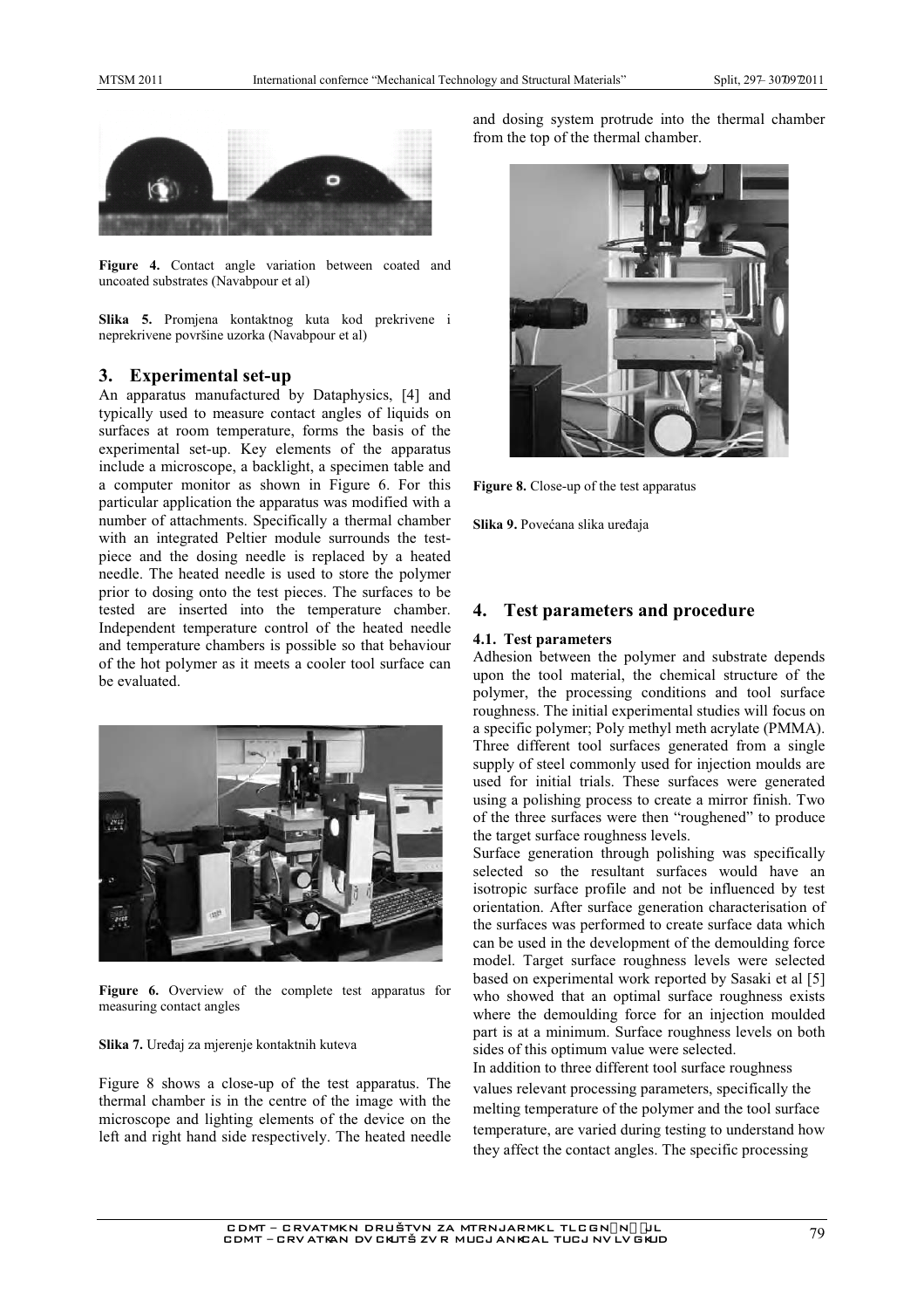Figure 4. Contact angle variation between coated and uncoated substrates (Navabpour et al)

Slika 5. Promjena kontaktnog kuta kod prekrivene i neprekrivene površine uzorka (Navabpour et al)

## 3. Experimental set-up

An apparatus manufactured by Dataphysics, [4] and typically used to measure contact angles of liquids on surfaces at room temperature, forms the basis of the experimental set-up. Key elements of the apparatus include a microscope, a backlight, a specimen table and a computer monitor as shown in Figure 6. For this particular application the apparatus was modified with a number of attachments. Specifically a thermal chamber with an integrated Peltier module surrounds the test-piece and the dosing needle is replaced by a heated needle. The heated needle is used to store the polymer prior to dosing onto the test pieces. The surfaces to be tested are inserted into the temperature chamber. Independent temperature control of the heated needle and temperature chambers is possible so that behaviour of the hot polymer as it meets a cooler tool surface can be evaluated.

Figure 6. Overview of the complete test apparatus for measuring contact angles

Slika 7. Uređaj za mjerenje kontaktnih kuteva

Figure 8 shows a close-up of the test apparatus. The thermal chamber is in the centre of the image with the microscope and lighting elements of the device on the left and right hand side respectively. The heated needle and dosing system protrude into the thermal chamber from the top of the thermal chamber.

Figure 8. Close-up of the test apparatus

Slika 9. Povećana slika uređaja

## 4. Test parameters and procedure

### 4.1. Test parameters

Adhesion between the polymer and substrate depends upon the tool material, the chemical structure of the polymer, the processing conditions and tool surface roughness. The initial experimental studies will focus on a specific polymer; Poly methyl meth acrylate (PMMA). Three different tool surfaces generated from a single supply of steel commonly used for injection moulds are used for initial trials. These surfaces were generated using a polishing process to create a mirror finish. Two of the three surfaces were then "roughened" to produce the target surface roughness levels.

Surface generation through polishing was specifically selected so the resultant surfaces would have an isotropic surface profile and not be influenced by test orientation. After surface generation characterisation of the surfaces was performed to create surface data which can be used in the development of the demoulding force model. Target surface roughness levels were selected based on experimental work reported by Sasaki et al [5] who showed that an optimal surface roughness exists where the demoulding force for an injection moulded part is at a minimum. Surface roughness levels on both sides of this optimum value were selected.

In addition to three different tool surface roughness values relevant processing parameters, specifically the melting temperature of the polymer and the tool surface temperature, are varied during testing to understand how they affect the contact angles. The specific processing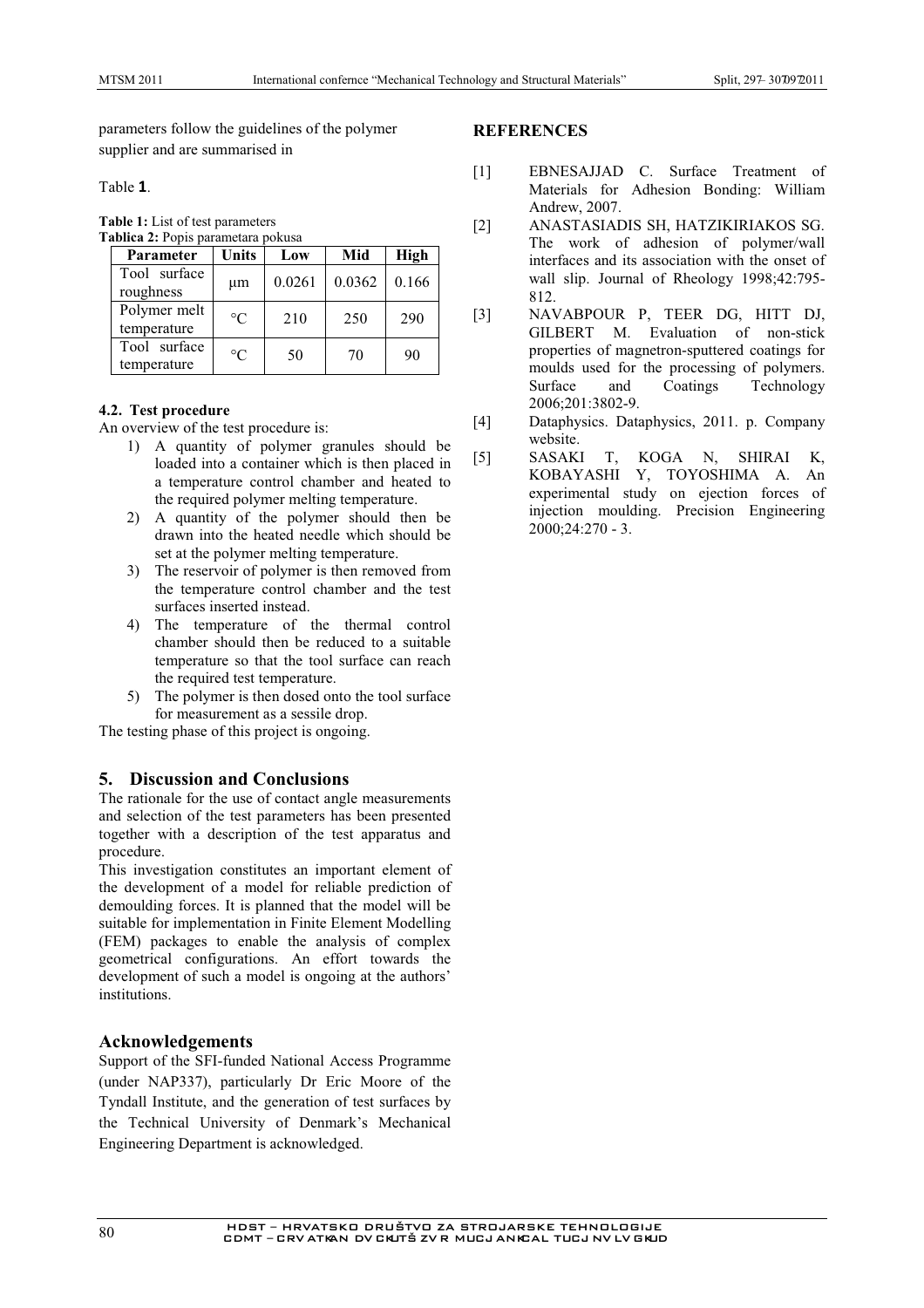parameters follow the guidelines of the polymer supplier and are summarised in

Table **1**.

**Table 1:** List of test parameters
**Tablica 2:** Popis parametara pokusa

| Parameter | Units | Low | Mid | High |
|---|---|---|---|---|
| Tool surface roughness | μm | 0.0261 | 0.0362 | 0.166 |
| Polymer melt temperature | °C | 210 | 250 | 290 |
| Tool surface temperature | °C | 50 | 70 | 90 |

#### 4.2. Test procedure

An overview of the test procedure is:

1) A quantity of polymer granules should be loaded into a container which is then placed in a temperature control chamber and heated to the required polymer melting temperature.
2) A quantity of the polymer should then be drawn into the heated needle which should be set at the polymer melting temperature.
3) The reservoir of polymer is then removed from the temperature control chamber and the test surfaces inserted instead.
4) The temperature of the thermal control chamber should then be reduced to a suitable temperature so that the tool surface can reach the required test temperature.
5) The polymer is then dosed onto the tool surface for measurement as a sessile drop.

The testing phase of this project is ongoing.

## 5. Discussion and Conclusions

The rationale for the use of contact angle measurements and selection of the test parameters has been presented together with a description of the test apparatus and procedure.

This investigation constitutes an important element of the development of a model for reliable prediction of demoulding forces. It is planned that the model will be suitable for implementation in Finite Element Modelling (FEM) packages to enable the analysis of complex geometrical configurations. An effort towards the development of such a model is ongoing at the authors' institutions.

## Acknowledgements

Support of the SFI-funded National Access Programme (under NAP337), particularly Dr Eric Moore of the Tyndall Institute, and the generation of test surfaces by the Technical University of Denmark's Mechanical Engineering Department is acknowledged.

## REFERENCES

[1] EBNESAJJAD C. Surface Treatment of Materials for Adhesion Bonding: William Andrew, 2007.

[2] ANASTASIADIS SH, HATZIKIRIAKOS SG. The work of adhesion of polymer/wall interfaces and its association with the onset of wall slip. Journal of Rheology 1998;42:795-812.

[3] NAVABPOUR P, TEER DG, HITT DJ, GILBERT M. Evaluation of non-stick properties of magnetron-sputtered coatings for moulds used for the processing of polymers. Surface and Coatings Technology 2006;201:3802-9.

[4] Dataphysics. Dataphysics, 2011. p. Company website.

[5] SASAKI T, KOGA N, SHIRAI K, KOBAYASHI Y, TOYOSHIMA A. An experimental study on ejection forces of injection moulding. Precision Engineering 2000;24:270 - 3.